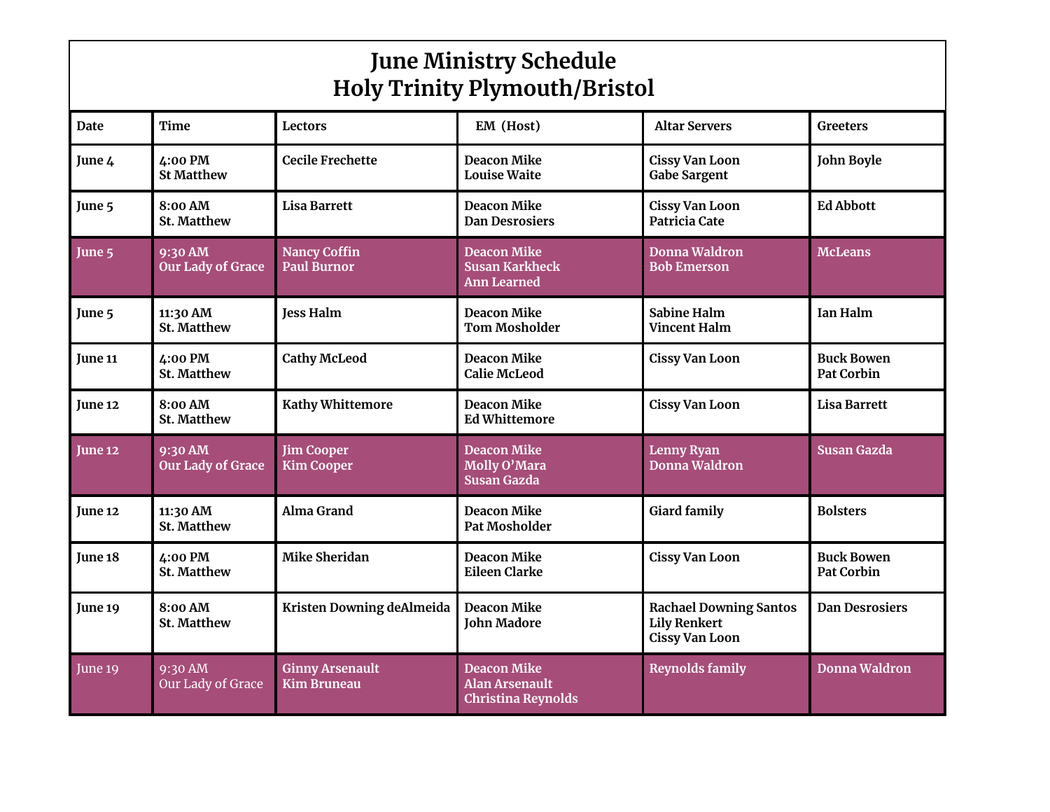# June Ministry Schedule
# Holy Trinity Plymouth/Bristol

| Date | Time | Lectors | EM (Host) | Altar Servers | Greeters |
|---|---|---|---|---|---|
| June 4 | 4:00 PM<br>St Matthew | Cecile Frechette | Deacon Mike<br>Louise Waite | Cissy Van Loon<br>Gabe Sargent | John Boyle |
| June 5 | 8:00 AM<br>St. Matthew | Lisa Barrett | Deacon Mike<br>Dan Desrosiers | Cissy Van Loon<br>Patricia Cate | Ed Abbott |
| June 5 | 9:30 AM<br>Our Lady of Grace | Nancy Coffin<br>Paul Burnor | Deacon Mike<br>Susan Karkheck<br>Ann Learned | Donna Waldron<br>Bob Emerson | McLeans |
| June 5 | 11:30 AM<br>St. Matthew | Jess Halm | Deacon Mike<br>Tom Mosholder | Sabine Halm<br>Vincent Halm | Ian Halm |
| June 11 | 4:00 PM<br>St. Matthew | Cathy McLeod | Deacon Mike<br>Calie McLeod | Cissy Van Loon | Buck Bowen<br>Pat Corbin |
| June 12 | 8:00 AM<br>St. Matthew | Kathy Whittemore | Deacon Mike<br>Ed Whittemore | Cissy Van Loon | Lisa Barrett |
| June 12 | 9:30 AM<br>Our Lady of Grace | Jim Cooper<br>Kim Cooper | Deacon Mike<br>Molly O'Mara<br>Susan Gazda | Lenny Ryan<br>Donna Waldron | Susan Gazda |
| June 12 | 11:30 AM<br>St. Matthew | Alma Grand | Deacon Mike<br>Pat Mosholder | Giard family | Bolsters |
| June 18 | 4:00 PM<br>St. Matthew | Mike Sheridan | Deacon Mike<br>Eileen Clarke | Cissy Van Loon | Buck Bowen<br>Pat Corbin |
| June 19 | 8:00 AM<br>St. Matthew | Kristen Downing deAlmeida | Deacon Mike<br>John Madore | Rachael Downing Santos<br>Lily Renkert<br>Cissy Van Loon | Dan Desrosiers |
| June 19 | 9:30 AM<br>Our Lady of Grace | Ginny Arsenault<br>Kim Bruneau | Deacon Mike<br>Alan Arsenault<br>Christina Reynolds | Reynolds family | Donna Waldron |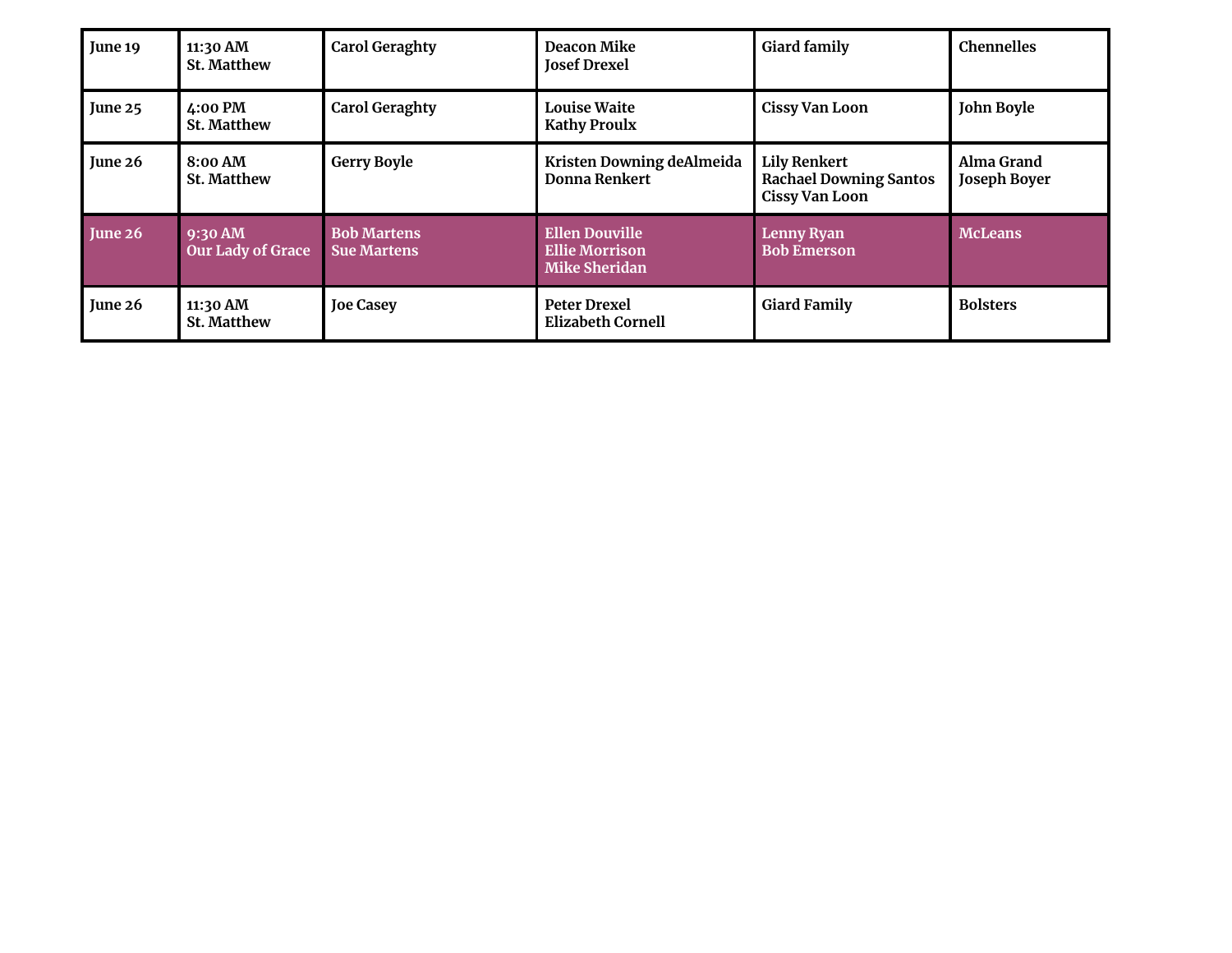| | | | | | |
|---|---|---|---|---|---|
| June 19 | 11:30 AM<br>St. Matthew | Carol Geraghty | Deacon Mike<br>Josef Drexel | Giard family | Chennelles |
| June 25 | 4:00 PM<br>St. Matthew | Carol Geraghty | Louise Waite<br>Kathy Proulx | Cissy Van Loon | John Boyle |
| June 26 | 8:00 AM<br>St. Matthew | Gerry Boyle | Kristen Downing deAlmeida<br>Donna Renkert | Lily Renkert<br>Rachael Downing Santos<br>Cissy Van Loon | Alma Grand<br>Joseph Boyer |
| June 26 | 9:30 AM<br>Our Lady of Grace | Bob Martens<br>Sue Martens | Ellen Douville<br>Ellie Morrison<br>Mike Sheridan | Lenny Ryan<br>Bob Emerson | McLeans |
| June 26 | 11:30 AM<br>St. Matthew | Joe Casey | Peter Drexel<br>Elizabeth Cornell | Giard Family | Bolsters |